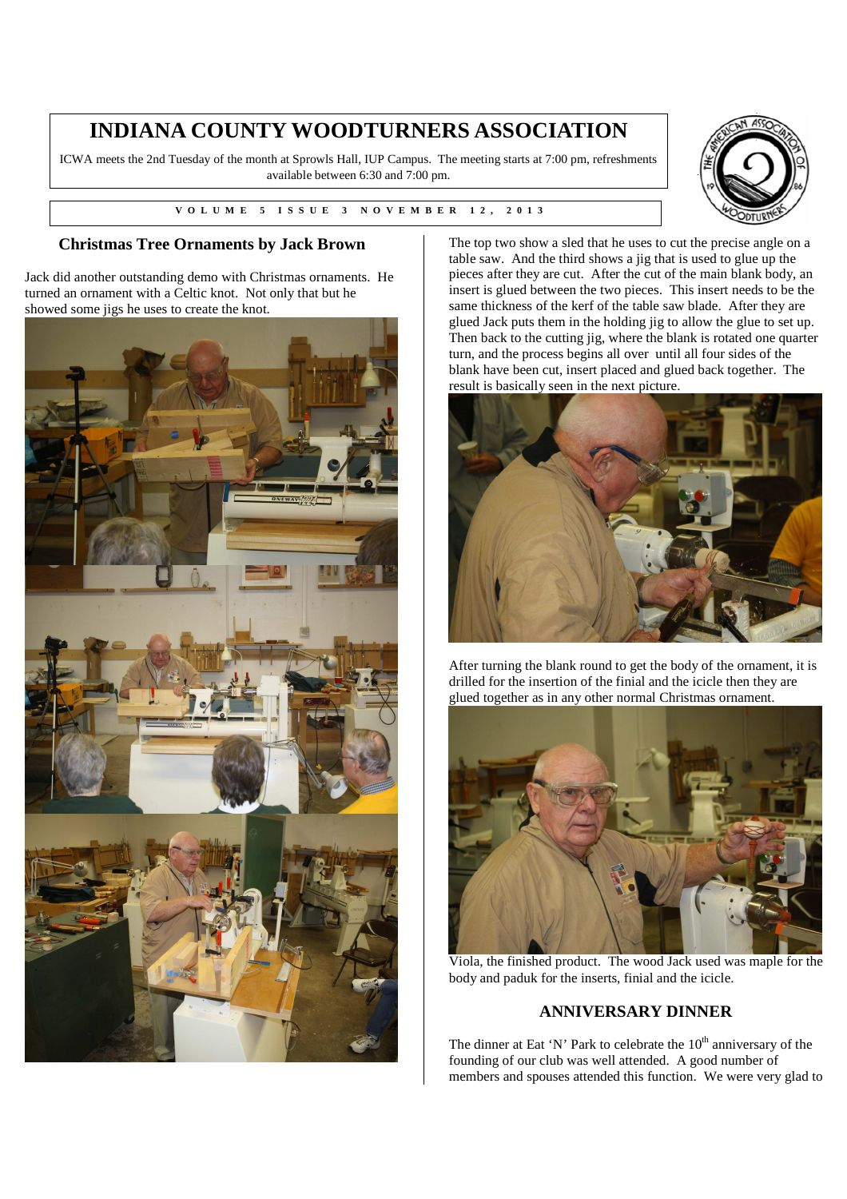# INDIANA COUNTY WOODTURNERS ASSOCIATION

ICWA meets the 2nd Tuesday of the month at Sprowls Hall, IUP Campus. The meeting starts at 7:00 pm, refreshments available between 6:30 and 7:00 pm.

**VOLUME 5 ISSUE 3 NOVEMBER 12, 2013**

## Christmas Tree Ornaments by Jack Brown

Jack did another outstanding demo with Christmas ornaments. He turned an ornament with a Celtic knot. Not only that but he showed some jigs he uses to create the knot.

The top two show a sled that he uses to cut the precise angle on a table saw. And the third shows a jig that is used to glue up the pieces after they are cut. After the cut of the main blank body, an insert is glued between the two pieces. This insert needs to be the same thickness of the kerf of the table saw blade. After they are glued Jack puts them in the holding jig to allow the glue to set up. Then back to the cutting jig, where the blank is rotated one quarter turn, and the process begins all over until all four sides of the blank have been cut, insert placed and glued back together. The result is basically seen in the next picture.

After turning the blank round to get the body of the ornament, it is drilled for the insertion of the finial and the icicle then they are glued together as in any other normal Christmas ornament.

Viola, the finished product. The wood Jack used was maple for the body and paduk for the inserts, finial and the icicle.

## ANNIVERSARY DINNER

The dinner at Eat 'N' Park to celebrate the 10$^{th}$ anniversary of the founding of our club was well attended. A good number of members and spouses attended this function. We were very glad to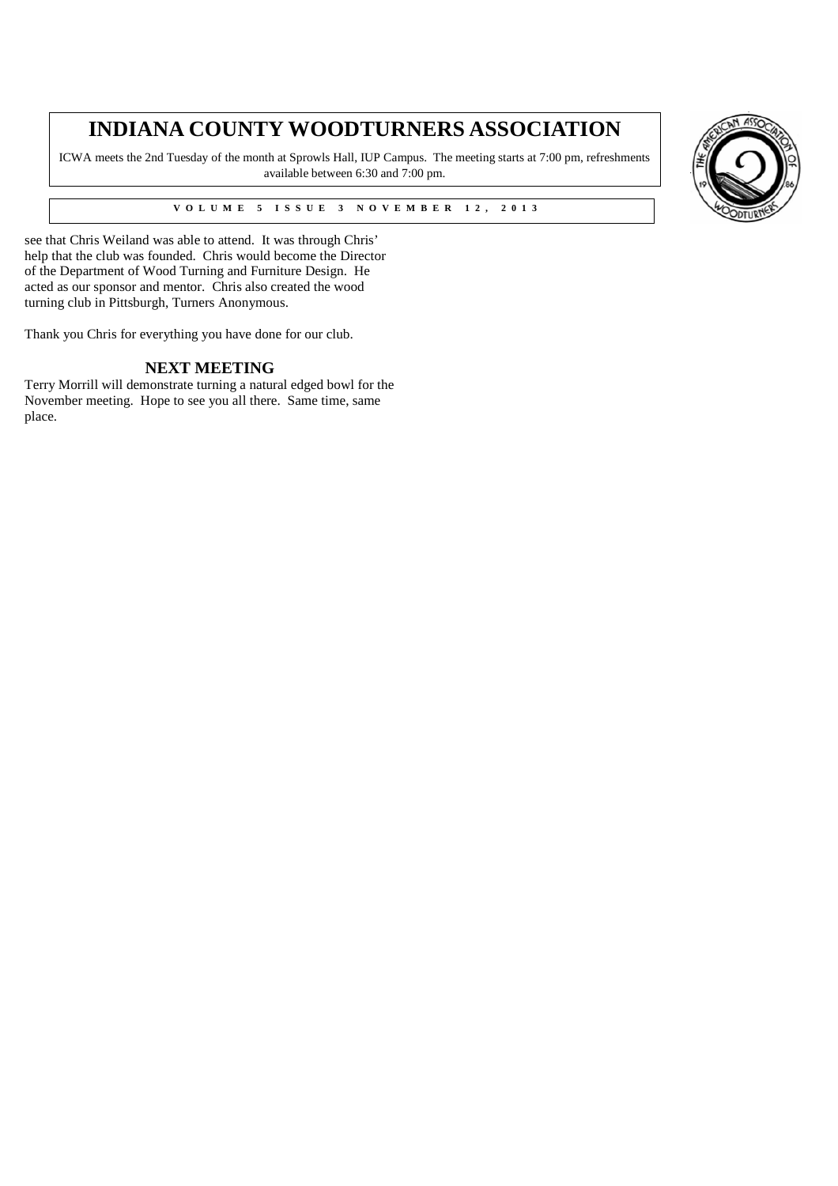see that Chris Weiland was able to attend. It was through Chris' help that the club was founded. Chris would become the Director of the Department of Wood Turning and Furniture Design. He acted as our sponsor and mentor. Chris also created the wood turning club in Pittsburgh, Turners Anonymous.

Thank you Chris for everything you have done for our club.

## NEXT MEETING

Terry Morrill will demonstrate turning a natural edged bowl for the November meeting. Hope to see you all there. Same time, same place.